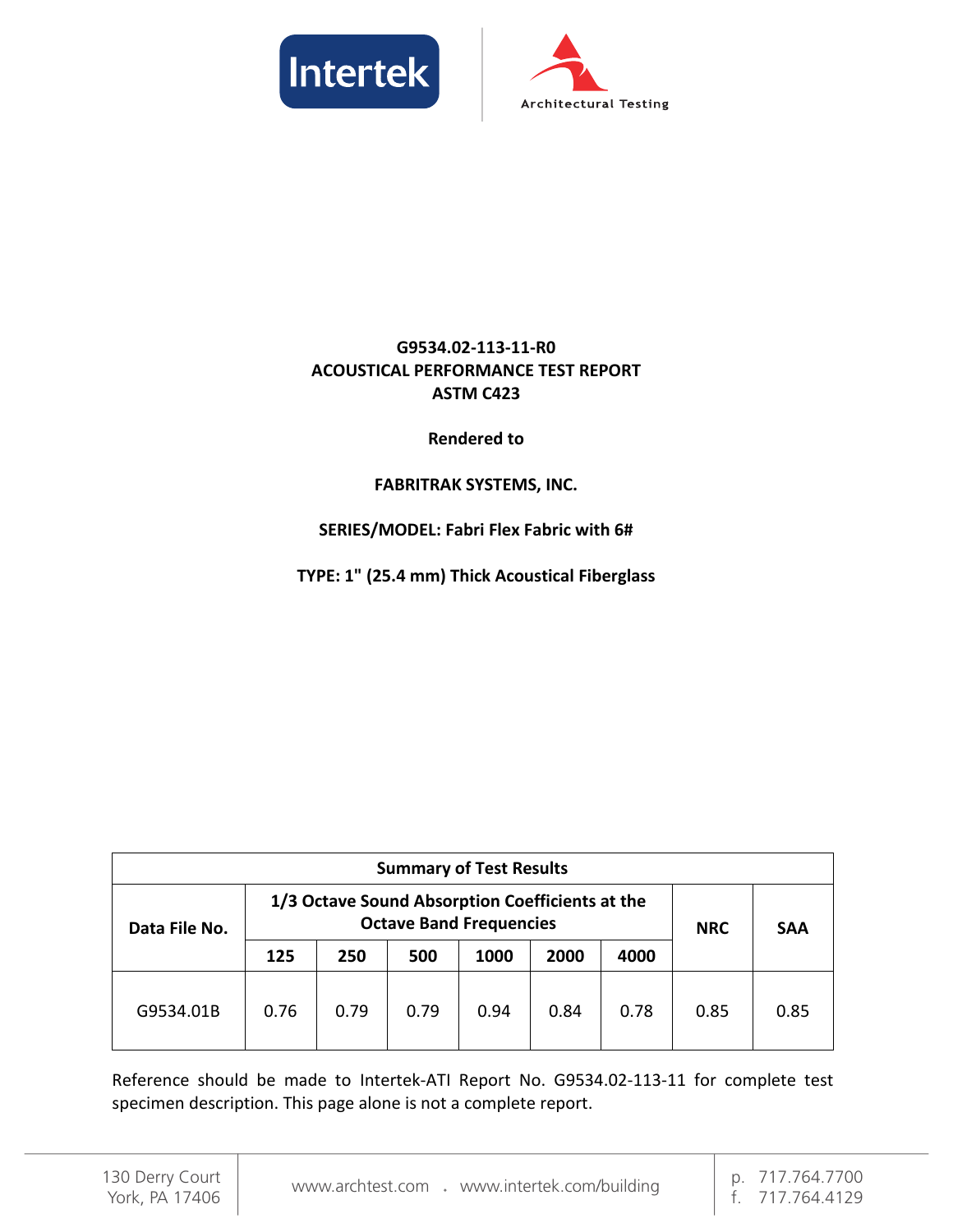Intertek

Architectural Testing

**G9534.02-113-11-R0**
**ACOUSTICAL PERFORMANCE TEST REPORT**
**ASTM C423**

**Rendered to**

**FABRITRAK SYSTEMS, INC.**

**SERIES/MODEL: Fabri Flex Fabric with 6#**

**TYPE: 1" (25.4 mm) Thick Acoustical Fiberglass**

| Summary of Test Results | | | | | | | | |
|---|---|---|---|---|---|---|---|---|
| **Data File No.** | **1/3 Octave Sound Absorption Coefficients at the Octave Band Frequencies** | | | | | | **NRC** | **SAA** |
| | **125** | **250** | **500** | **1000** | **2000** | **4000** | | |
| G9534.01B | 0.76 | 0.79 | 0.79 | 0.94 | 0.84 | 0.78 | 0.85 | 0.85 |

Reference should be made to Intertek-ATI Report No. G9534.02-113-11 for complete test specimen description. This page alone is not a complete report.

130 Derry Court
York, PA 17406

www.archtest.com . www.intertek.com/building

p. 717.764.7700
f. 717.764.4129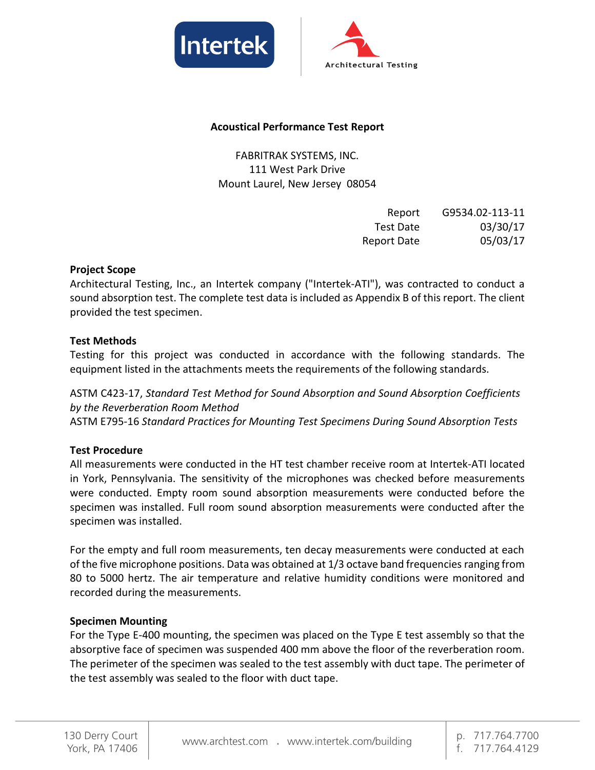**Acoustical Performance Test Report**

FABRITRAK SYSTEMS, INC.
111 West Park Drive
Mount Laurel, New Jersey 08054

| | |
|---|---|
| Report | G9534.02-113-11 |
| Test Date | 03/30/17 |
| Report Date | 05/03/17 |

**Project Scope**

Architectural Testing, Inc., an Intertek company ("Intertek-ATI"), was contracted to conduct a sound absorption test. The complete test data is included as Appendix B of this report. The client provided the test specimen.

**Test Methods**

Testing for this project was conducted in accordance with the following standards. The equipment listed in the attachments meets the requirements of the following standards.

ASTM C423-17, *Standard Test Method for Sound Absorption and Sound Absorption Coefficients by the Reverberation Room Method*
ASTM E795-16 *Standard Practices for Mounting Test Specimens During Sound Absorption Tests*

**Test Procedure**

All measurements were conducted in the HT test chamber receive room at Intertek-ATI located in York, Pennsylvania. The sensitivity of the microphones was checked before measurements were conducted. Empty room sound absorption measurements were conducted before the specimen was installed. Full room sound absorption measurements were conducted after the specimen was installed.

For the empty and full room measurements, ten decay measurements were conducted at each of the five microphone positions. Data was obtained at 1/3 octave band frequencies ranging from 80 to 5000 hertz. The air temperature and relative humidity conditions were monitored and recorded during the measurements.

**Specimen Mounting**

For the Type E-400 mounting, the specimen was placed on the Type E test assembly so that the absorptive face of specimen was suspended 400 mm above the floor of the reverberation room. The perimeter of the specimen was sealed to the test assembly with duct tape. The perimeter of the test assembly was sealed to the floor with duct tape.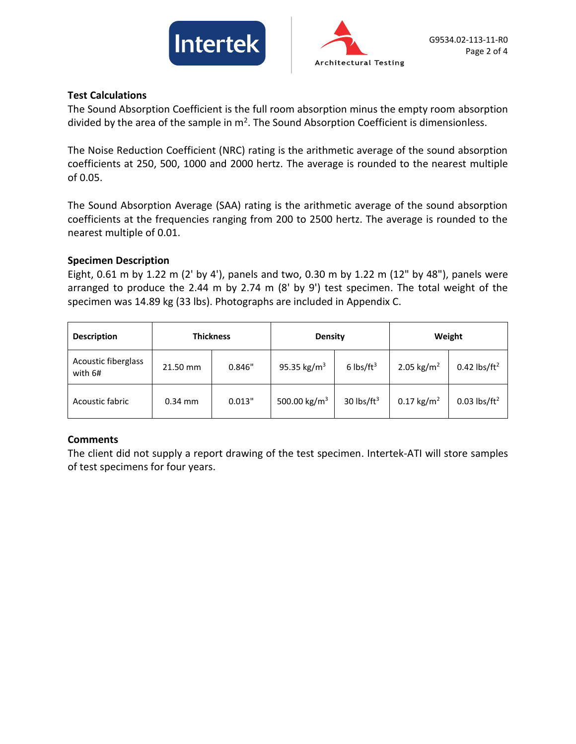## Test Calculations

The Sound Absorption Coefficient is the full room absorption minus the empty room absorption divided by the area of the sample in $m^2$. The Sound Absorption Coefficient is dimensionless.

The Noise Reduction Coefficient (NRC) rating is the arithmetic average of the sound absorption coefficients at 250, 500, 1000 and 2000 hertz. The average is rounded to the nearest multiple of 0.05.

The Sound Absorption Average (SAA) rating is the arithmetic average of the sound absorption coefficients at the frequencies ranging from 200 to 2500 hertz. The average is rounded to the nearest multiple of 0.01.

## Specimen Description

Eight, 0.61 m by 1.22 m (2' by 4'), panels and two, 0.30 m by 1.22 m (12" by 48"), panels were arranged to produce the 2.44 m by 2.74 m (8' by 9') test specimen. The total weight of the specimen was 14.89 kg (33 lbs). Photographs are included in Appendix C.

| Description | Thickness | | Density | | Weight | |
|---|---|---|---|---|---|---|
| Acoustic fiberglass with 6# | 21.50 mm | 0.846" | 95.35 $kg/m^3$ | 6 $lbs/ft^3$ | 2.05 $kg/m^2$ | 0.42 $lbs/ft^2$ |
| Acoustic fabric | 0.34 mm | 0.013" | 500.00 $kg/m^3$ | 30 $lbs/ft^3$ | 0.17 $kg/m^2$ | 0.03 $lbs/ft^2$ |

## Comments

The client did not supply a report drawing of the test specimen. Intertek-ATI will store samples of test specimens for four years.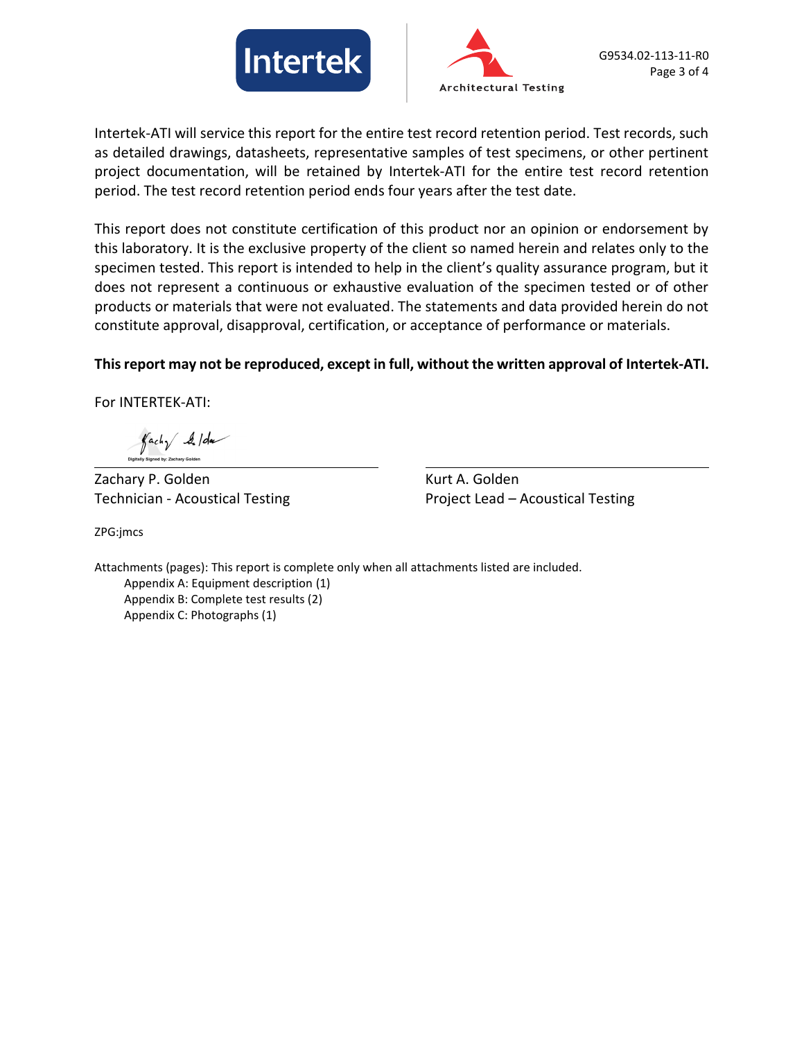Intertek-ATI will service this report for the entire test record retention period. Test records, such as detailed drawings, datasheets, representative samples of test specimens, or other pertinent project documentation, will be retained by Intertek-ATI for the entire test record retention period. The test record retention period ends four years after the test date.

This report does not constitute certification of this product nor an opinion or endorsement by this laboratory. It is the exclusive property of the client so named herein and relates only to the specimen tested. This report is intended to help in the client's quality assurance program, but it does not represent a continuous or exhaustive evaluation of the specimen tested or of other products or materials that were not evaluated. The statements and data provided herein do not constitute approval, disapproval, certification, or acceptance of performance or materials.

**This report may not be reproduced, except in full, without the written approval of Intertek-ATI.**

For INTERTEK-ATI:

Digitally Signed by: Zachary Golden

| | |
|---|---|
| Zachary P. Golden | Kurt A. Golden |
| Technician - Acoustical Testing | Project Lead – Acoustical Testing |

ZPG:jmcs

Attachments (pages): This report is complete only when all attachments listed are included.

- Appendix A: Equipment description (1)
- Appendix B: Complete test results (2)
- Appendix C: Photographs (1)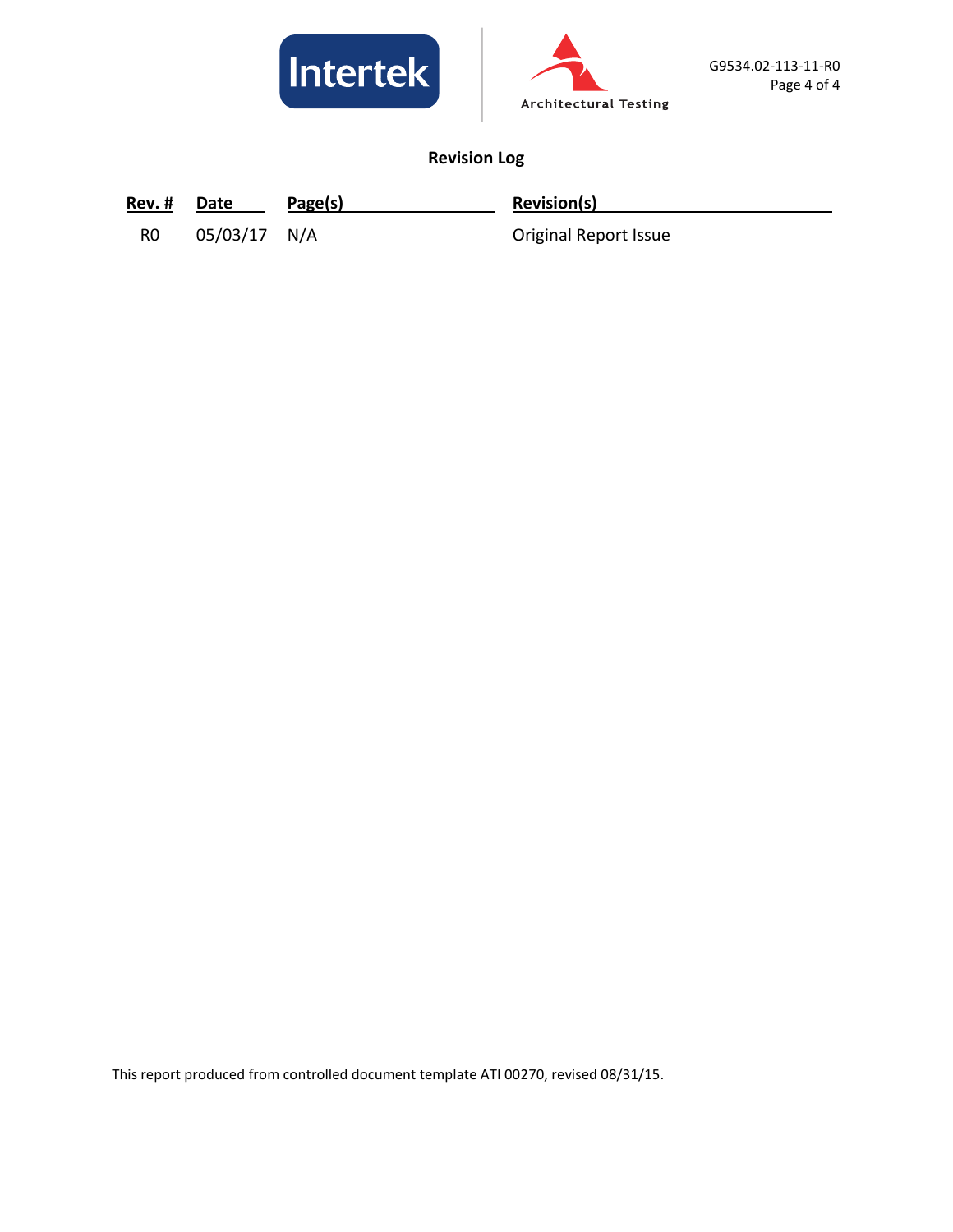## Revision Log

| Rev. # | Date | Page(s) | Revision(s) |
| --- | --- | --- | --- |
| R0 | 05/03/17 | N/A | Original Report Issue |

This report produced from controlled document template ATI 00270, revised 08/31/15.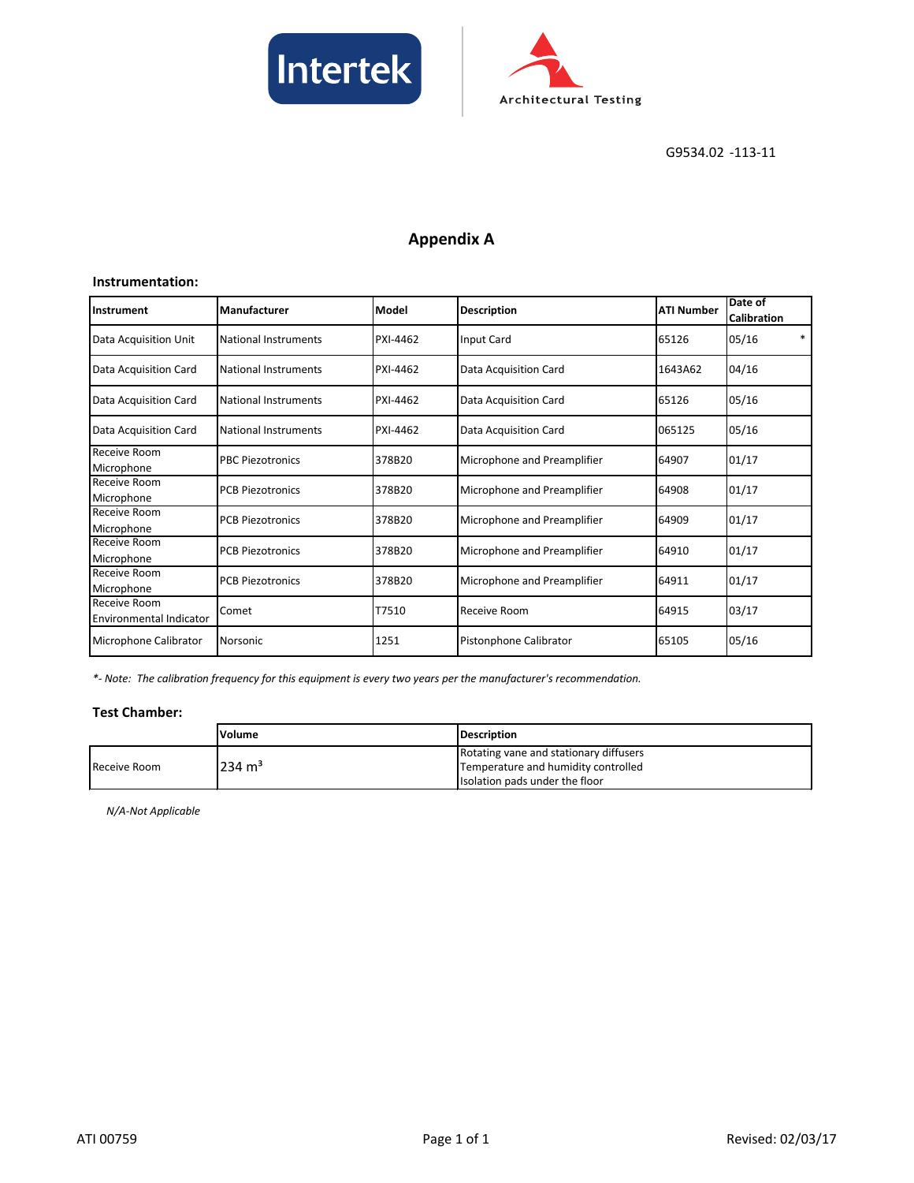G9534.02 -113-11

# Appendix A

### Instrumentation:

| Instrument | Manufacturer | Model | Description | ATI Number | Date of Calibration |
|---|---|---|---|---|---|
| Data Acquisition Unit | National Instruments | PXI-4462 | Input Card | 65126 | 05/16 * |
| Data Acquisition Card | National Instruments | PXI-4462 | Data Acquisition Card | 1643A62 | 04/16 |
| Data Acquisition Card | National Instruments | PXI-4462 | Data Acquisition Card | 65126 | 05/16 |
| Data Acquisition Card | National Instruments | PXI-4462 | Data Acquisition Card | 065125 | 05/16 |
| Receive Room Microphone | PBC Piezotronics | 378B20 | Microphone and Preamplifier | 64907 | 01/17 |
| Receive Room Microphone | PCB Piezotronics | 378B20 | Microphone and Preamplifier | 64908 | 01/17 |
| Receive Room Microphone | PCB Piezotronics | 378B20 | Microphone and Preamplifier | 64909 | 01/17 |
| Receive Room Microphone | PCB Piezotronics | 378B20 | Microphone and Preamplifier | 64910 | 01/17 |
| Receive Room Microphone | PCB Piezotronics | 378B20 | Microphone and Preamplifier | 64911 | 01/17 |
| Receive Room Environmental Indicator | Comet | T7510 | Receive Room | 64915 | 03/17 |
| Microphone Calibrator | Norsonic | 1251 | Pistonphone Calibrator | 65105 | 05/16 |

*\*- Note: The calibration frequency for this equipment is every two years per the manufacturer's recommendation.*

### Test Chamber:

| | Volume | Description |
|---|---|---|
| Receive Room | 234 $m^3$ | Rotating vane and stationary diffusers<br>Temperature and humidity controlled<br>Isolation pads under the floor |

*N/A-Not Applicable*

ATI 00759

Revised: 02/03/17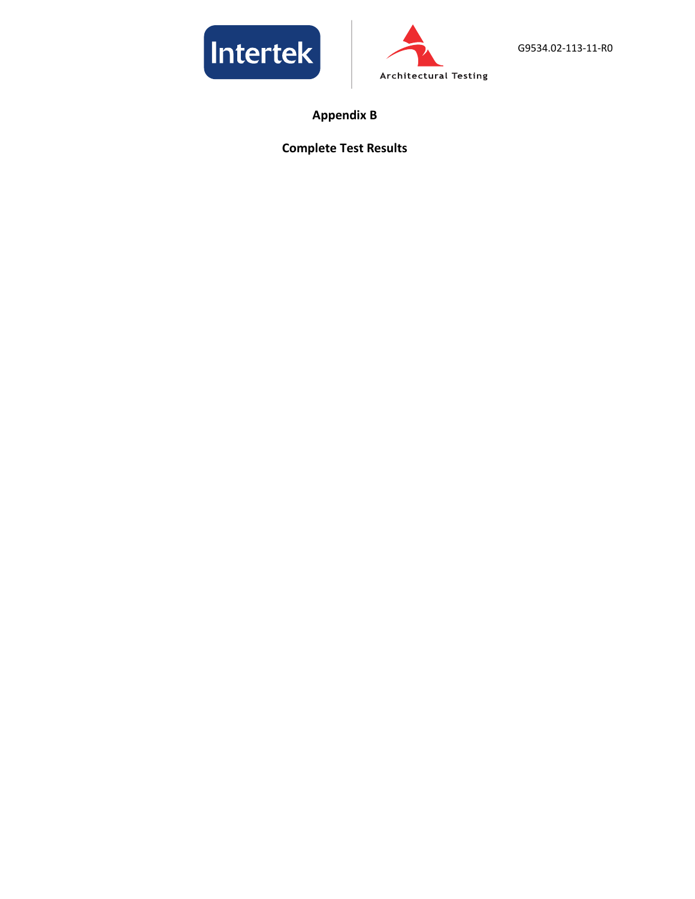# Appendix B

## Complete Test Results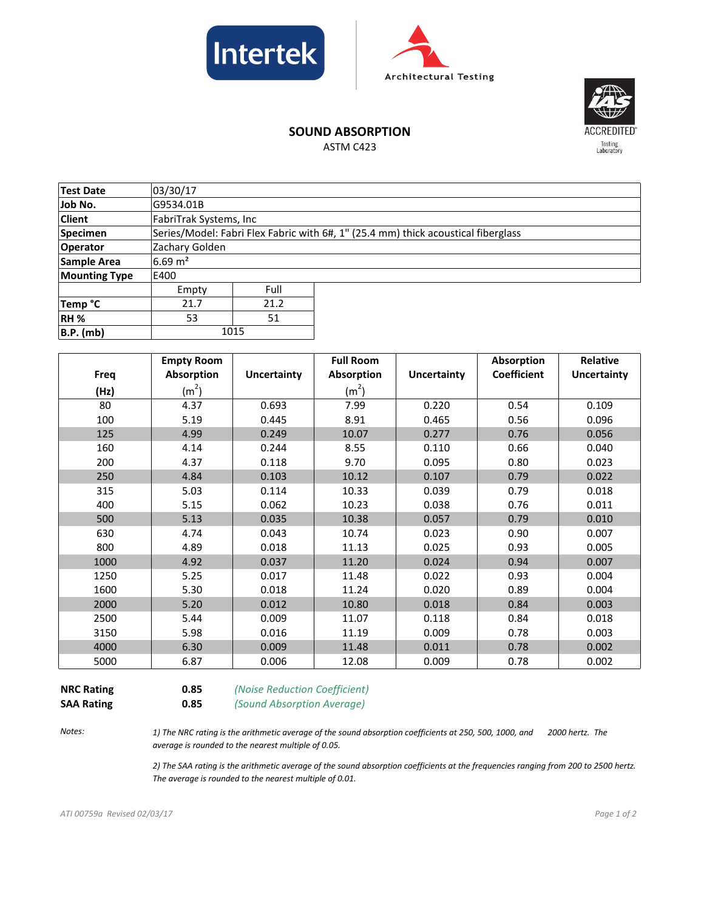Intertek | Architectural Testing

IAS ACCREDITED Testing Laboratory

## SOUND ABSORPTION

ASTM C423

| Test Date | 03/30/17 | |
|---|---|---|
| Job No. | G9534.01B | |
| Client | FabriTrak Systems, Inc | |
| Specimen | Series/Model: Fabri Flex Fabric with 6#, 1" (25.4 mm) thick acoustical fiberglass | |
| Operator | Zachary Golden | |
| Sample Area | 6.69 $m^2$ | |
| Mounting Type | E400 | |
| | Empty | Full |
| Temp °C | 21.7 | 21.2 |
| RH % | 53 | 51 |
| B.P. (mb) | 1015 | |

| Freq (Hz) | Empty Room Absorption ($m^2$) | Uncertainty | Full Room Absorption ($m^2$) | Uncertainty | Absorption Coefficient | Relative Uncertainty |
|---|---|---|---|---|---|---|
| 80 | 4.37 | 0.693 | 7.99 | 0.220 | 0.54 | 0.109 |
| 100 | 5.19 | 0.445 | 8.91 | 0.465 | 0.56 | 0.096 |
| 125 | 4.99 | 0.249 | 10.07 | 0.277 | 0.76 | 0.056 |
| 160 | 4.14 | 0.244 | 8.55 | 0.110 | 0.66 | 0.040 |
| 200 | 4.37 | 0.118 | 9.70 | 0.095 | 0.80 | 0.023 |
| 250 | 4.84 | 0.103 | 10.12 | 0.107 | 0.79 | 0.022 |
| 315 | 5.03 | 0.114 | 10.33 | 0.039 | 0.79 | 0.018 |
| 400 | 5.15 | 0.062 | 10.23 | 0.038 | 0.76 | 0.011 |
| 500 | 5.13 | 0.035 | 10.38 | 0.057 | 0.79 | 0.010 |
| 630 | 4.74 | 0.043 | 10.74 | 0.023 | 0.90 | 0.007 |
| 800 | 4.89 | 0.018 | 11.13 | 0.025 | 0.93 | 0.005 |
| 1000 | 4.92 | 0.037 | 11.20 | 0.024 | 0.94 | 0.007 |
| 1250 | 5.25 | 0.017 | 11.48 | 0.022 | 0.93 | 0.004 |
| 1600 | 5.30 | 0.018 | 11.24 | 0.020 | 0.89 | 0.004 |
| 2000 | 5.20 | 0.012 | 10.80 | 0.018 | 0.84 | 0.003 |
| 2500 | 5.44 | 0.009 | 11.07 | 0.118 | 0.84 | 0.018 |
| 3150 | 5.98 | 0.016 | 11.19 | 0.009 | 0.78 | 0.003 |
| 4000 | 6.30 | 0.009 | 11.48 | 0.011 | 0.78 | 0.002 |
| 5000 | 6.87 | 0.006 | 12.08 | 0.009 | 0.78 | 0.002 |

**NRC Rating** **0.85** *(Noise Reduction Coefficient)*

**SAA Rating** **0.85** *(Sound Absorption Average)*

*Notes:*

*1) The NRC rating is the arithmetic average of the sound absorption coefficients at 250, 500, 1000, and 2000 hertz. The average is rounded to the nearest multiple of 0.05.*

*2) The SAA rating is the arithmetic average of the sound absorption coefficients at the frequencies ranging from 200 to 2500 hertz. The average is rounded to the nearest multiple of 0.01.*

*ATI 00759a Revised 02/03/17*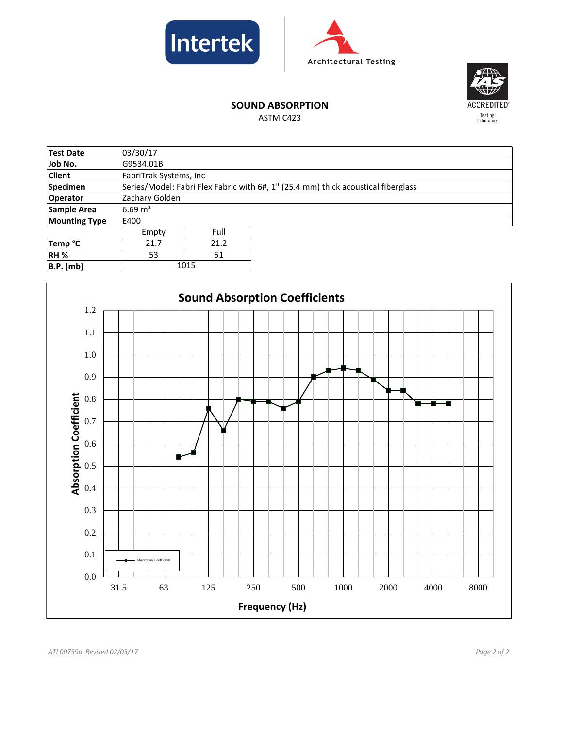**SOUND ABSORPTION**

ASTM C423

| Test Date | 03/30/17 | |
|---|---|---|
| Job No. | G9534.01B | |
| Client | FabriTrak Systems, Inc | |
| Specimen | Series/Model: Fabri Flex Fabric with 6#, 1" (25.4 mm) thick acoustical fiberglass | |
| Operator | Zachary Golden | |
| Sample Area | 6.69 m² | |
| Mounting Type | E400 | |
| | Empty | Full |
| Temp °C | 21.7 | 21.2 |
| RH % | 53 | 51 |
| B.P. (mb) | 1015 | |

**Sound Absorption Coefficients**

(Chart: Absorption Coefficient vs. Frequency (Hz), frequencies 31.5, 63, 125, 250, 500, 1000, 2000, 4000, 8000; Absorption Coefficient axis 0.0 to 1.2)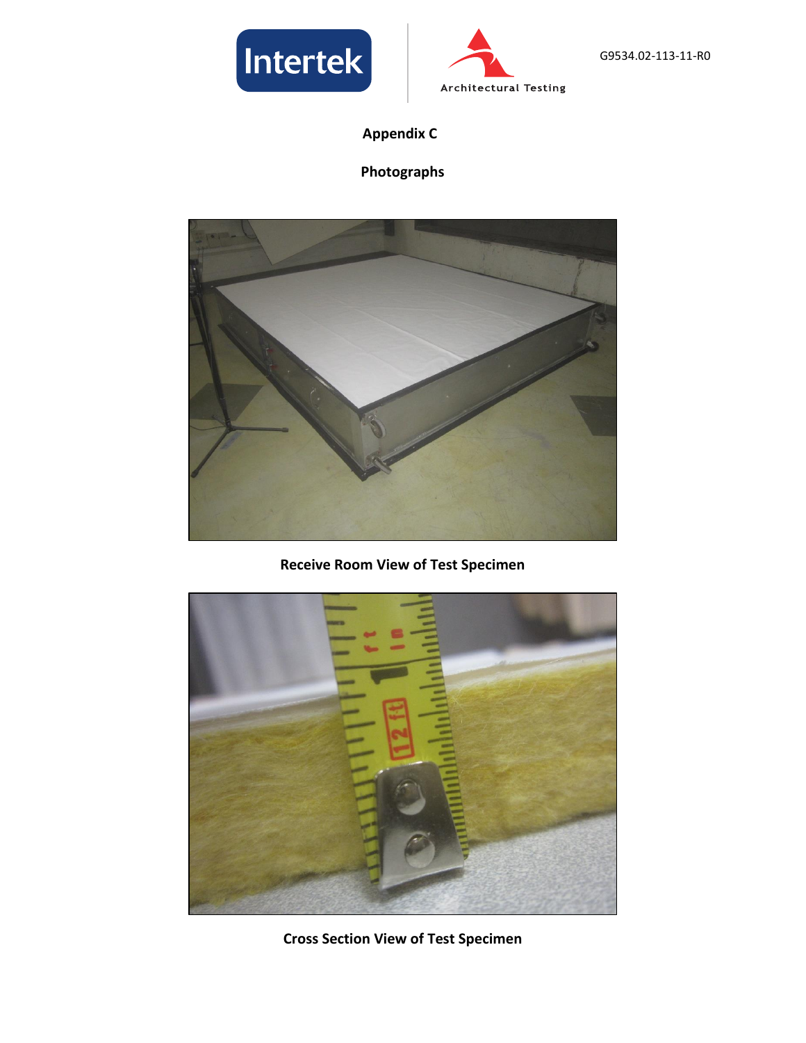## Appendix C

## Photographs

**Receive Room View of Test Specimen**

**Cross Section View of Test Specimen**